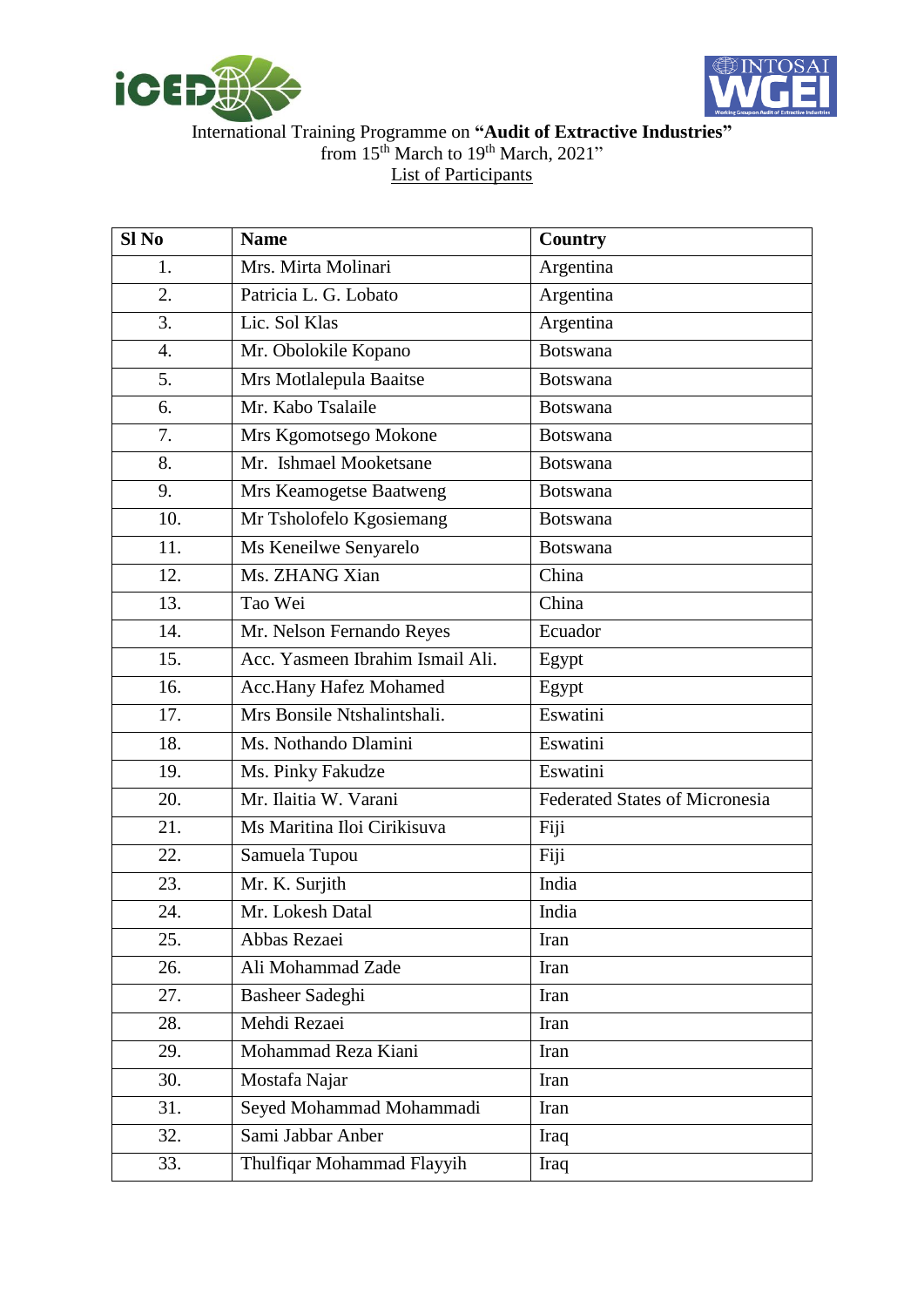International Training Programme on **"Audit of Extractive Industries"** from 15th March to 19th March, 2021"

List of Participants

| Sl No | Name | Country |
|---|---|---|
| 1. | Mrs. Mirta Molinari | Argentina |
| 2. | Patricia L. G. Lobato | Argentina |
| 3. | Lic. Sol Klas | Argentina |
| 4. | Mr. Obolokile Kopano | Botswana |
| 5. | Mrs Motlalepula Baaitse | Botswana |
| 6. | Mr. Kabo Tsalaile | Botswana |
| 7. | Mrs Kgomotsego Mokone | Botswana |
| 8. | Mr. Ishmael Mooketsane | Botswana |
| 9. | Mrs Keamogetse Baatweng | Botswana |
| 10. | Mr Tsholofelo Kgosiemang | Botswana |
| 11. | Ms Keneilwe Senyarelo | Botswana |
| 12. | Ms. ZHANG Xian | China |
| 13. | Tao Wei | China |
| 14. | Mr. Nelson Fernando Reyes | Ecuador |
| 15. | Acc. Yasmeen Ibrahim Ismail Ali. | Egypt |
| 16. | Acc.Hany Hafez Mohamed | Egypt |
| 17. | Mrs Bonsile Ntshalintshali. | Eswatini |
| 18. | Ms. Nothando Dlamini | Eswatini |
| 19. | Ms. Pinky Fakudze | Eswatini |
| 20. | Mr. Ilaitia W. Varani | Federated States of Micronesia |
| 21. | Ms Maritina Iloi Cirikisuva | Fiji |
| 22. | Samuela Tupou | Fiji |
| 23. | Mr. K. Surjith | India |
| 24. | Mr. Lokesh Datal | India |
| 25. | Abbas Rezaei | Iran |
| 26. | Ali Mohammad Zade | Iran |
| 27. | Basheer Sadeghi | Iran |
| 28. | Mehdi Rezaei | Iran |
| 29. | Mohammad Reza Kiani | Iran |
| 30. | Mostafa Najar | Iran |
| 31. | Seyed Mohammad Mohammadi | Iran |
| 32. | Sami Jabbar Anber | Iraq |
| 33. | Thulfiqar Mohammad Flayyih | Iraq |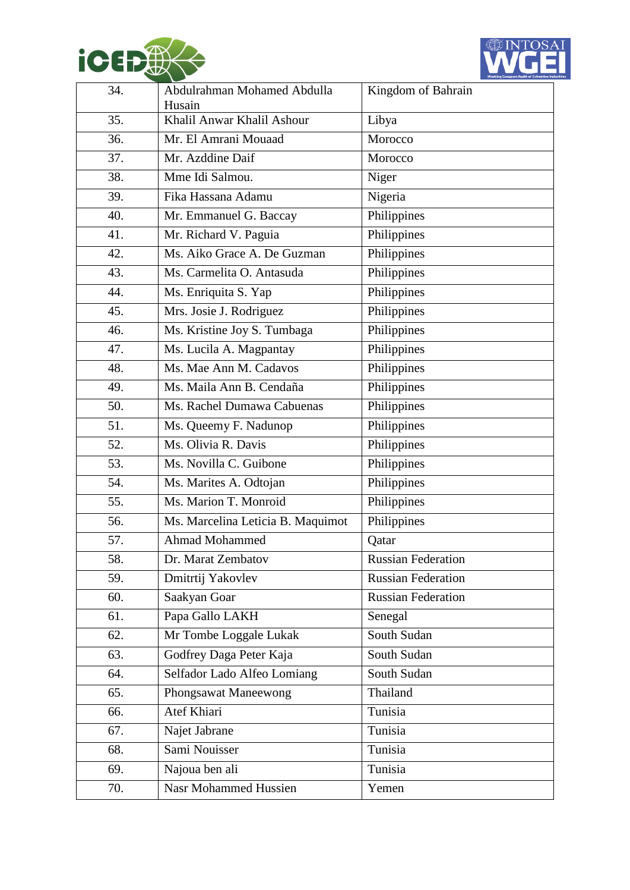| 34. | Abdulrahman Mohamed Abdulla Husain | Kingdom of Bahrain |
|---|---|---|
| 35. | Khalil Anwar Khalil Ashour | Libya |
| 36. | Mr. El Amrani Mouaad | Morocco |
| 37. | Mr. Azddine Daif | Morocco |
| 38. | Mme Idi Salmou. | Niger |
| 39. | Fika Hassana Adamu | Nigeria |
| 40. | Mr. Emmanuel G. Baccay | Philippines |
| 41. | Mr. Richard V. Paguia | Philippines |
| 42. | Ms. Aiko Grace A. De Guzman | Philippines |
| 43. | Ms. Carmelita O. Antasuda | Philippines |
| 44. | Ms. Enriquita S. Yap | Philippines |
| 45. | Mrs. Josie J. Rodriguez | Philippines |
| 46. | Ms. Kristine Joy S. Tumbaga | Philippines |
| 47. | Ms. Lucila A. Magpantay | Philippines |
| 48. | Ms. Mae Ann M. Cadavos | Philippines |
| 49. | Ms. Maila Ann B. Cendaña | Philippines |
| 50. | Ms. Rachel Dumawa Cabuenas | Philippines |
| 51. | Ms. Queemy F. Nadunop | Philippines |
| 52. | Ms. Olivia R. Davis | Philippines |
| 53. | Ms. Novilla C. Guibone | Philippines |
| 54. | Ms. Marites A. Odtojan | Philippines |
| 55. | Ms. Marion T. Monroid | Philippines |
| 56. | Ms. Marcelina Leticia B. Maquimot | Philippines |
| 57. | Ahmad Mohammed | Qatar |
| 58. | Dr. Marat Zembatov | Russian Federation |
| 59. | Dmitrtij Yakovlev | Russian Federation |
| 60. | Saakyan Goar | Russian Federation |
| 61. | Papa Gallo LAKH | Senegal |
| 62. | Mr Tombe Loggale Lukak | South Sudan |
| 63. | Godfrey Daga Peter Kaja | South Sudan |
| 64. | Selfador Lado Alfeo Lomiang | South Sudan |
| 65. | Phongsawat Maneewong | Thailand |
| 66. | Atef Khiari | Tunisia |
| 67. | Najet Jabrane | Tunisia |
| 68. | Sami Nouisser | Tunisia |
| 69. | Najoua ben ali | Tunisia |
| 70. | Nasr Mohammed Hussien | Yemen |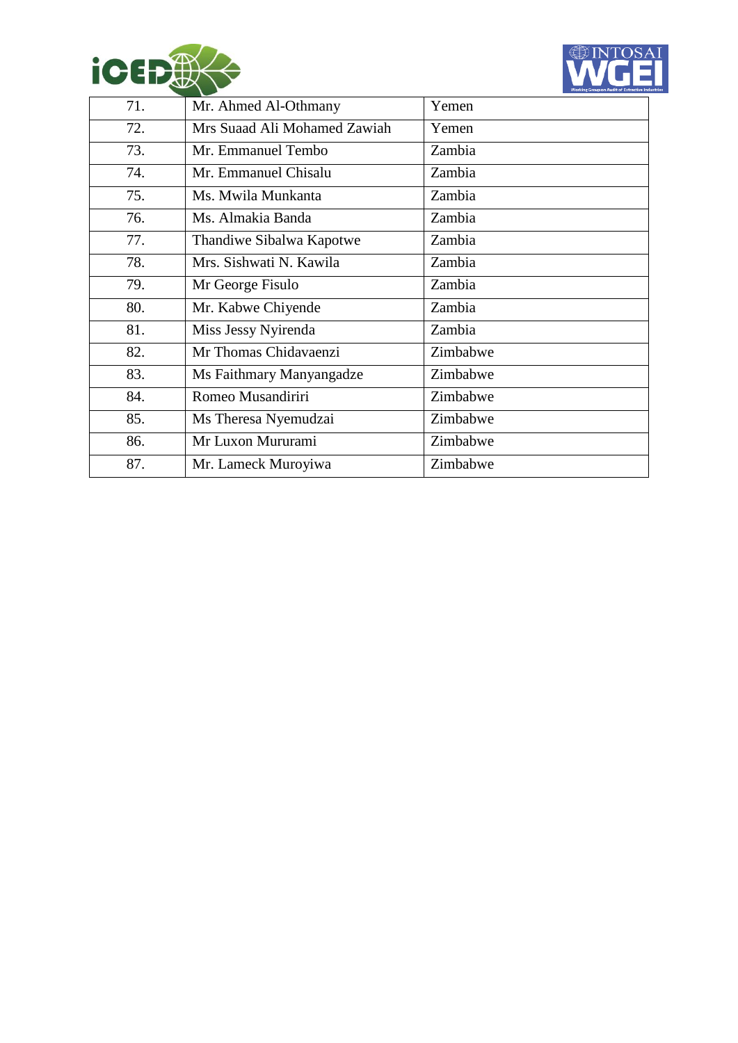| | | |
|---|---|---|
| 71. | Mr. Ahmed Al-Othmany | Yemen |
| 72. | Mrs Suaad Ali Mohamed Zawiah | Yemen |
| 73. | Mr. Emmanuel Tembo | Zambia |
| 74. | Mr. Emmanuel Chisalu | Zambia |
| 75. | Ms. Mwila Munkanta | Zambia |
| 76. | Ms. Almakia Banda | Zambia |
| 77. | Thandiwe Sibalwa Kapotwe | Zambia |
| 78. | Mrs. Sishwati N. Kawila | Zambia |
| 79. | Mr George Fisulo | Zambia |
| 80. | Mr. Kabwe Chiyende | Zambia |
| 81. | Miss Jessy Nyirenda | Zambia |
| 82. | Mr Thomas Chidavaenzi | Zimbabwe |
| 83. | Ms Faithmary Manyangadze | Zimbabwe |
| 84. | Romeo Musandiriri | Zimbabwe |
| 85. | Ms Theresa Nyemudzai | Zimbabwe |
| 86. | Mr Luxon Mururami | Zimbabwe |
| 87. | Mr. Lameck Muroyiwa | Zimbabwe |